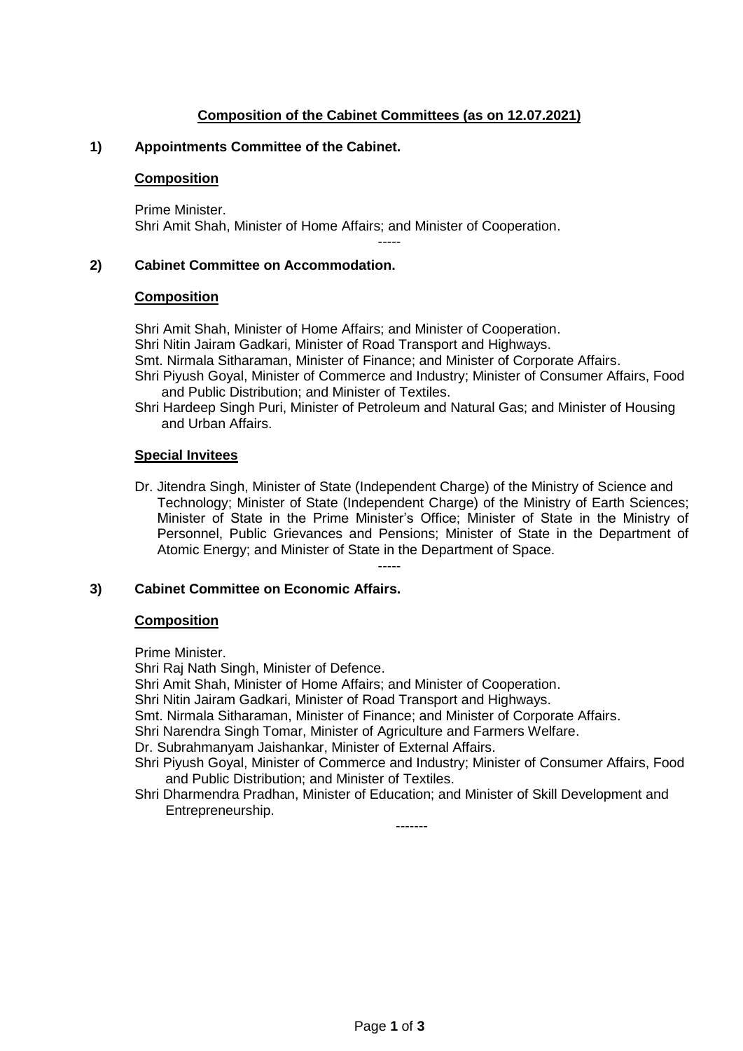# Composition of the Cabinet Committees (as on 12.07.2021)

## 1) Appointments Committee of the Cabinet.

**Composition**

Prime Minister.
Shri Amit Shah, Minister of Home Affairs; and Minister of Cooperation.

-----

## 2) Cabinet Committee on Accommodation.

**Composition**

Shri Amit Shah, Minister of Home Affairs; and Minister of Cooperation.
Shri Nitin Jairam Gadkari, Minister of Road Transport and Highways.
Smt. Nirmala Sitharaman, Minister of Finance; and Minister of Corporate Affairs.
Shri Piyush Goyal, Minister of Commerce and Industry; Minister of Consumer Affairs, Food and Public Distribution; and Minister of Textiles.
Shri Hardeep Singh Puri, Minister of Petroleum and Natural Gas; and Minister of Housing and Urban Affairs.

**Special Invitees**

Dr. Jitendra Singh, Minister of State (Independent Charge) of the Ministry of Science and Technology; Minister of State (Independent Charge) of the Ministry of Earth Sciences; Minister of State in the Prime Minister's Office; Minister of State in the Ministry of Personnel, Public Grievances and Pensions; Minister of State in the Department of Atomic Energy; and Minister of State in the Department of Space.

-----

## 3) Cabinet Committee on Economic Affairs.

**Composition**

Prime Minister.
Shri Raj Nath Singh, Minister of Defence.
Shri Amit Shah, Minister of Home Affairs; and Minister of Cooperation.
Shri Nitin Jairam Gadkari, Minister of Road Transport and Highways.
Smt. Nirmala Sitharaman, Minister of Finance; and Minister of Corporate Affairs.
Shri Narendra Singh Tomar, Minister of Agriculture and Farmers Welfare.
Dr. Subrahmanyam Jaishankar, Minister of External Affairs.
Shri Piyush Goyal, Minister of Commerce and Industry; Minister of Consumer Affairs, Food and Public Distribution; and Minister of Textiles.
Shri Dharmendra Pradhan, Minister of Education; and Minister of Skill Development and Entrepreneurship.

-------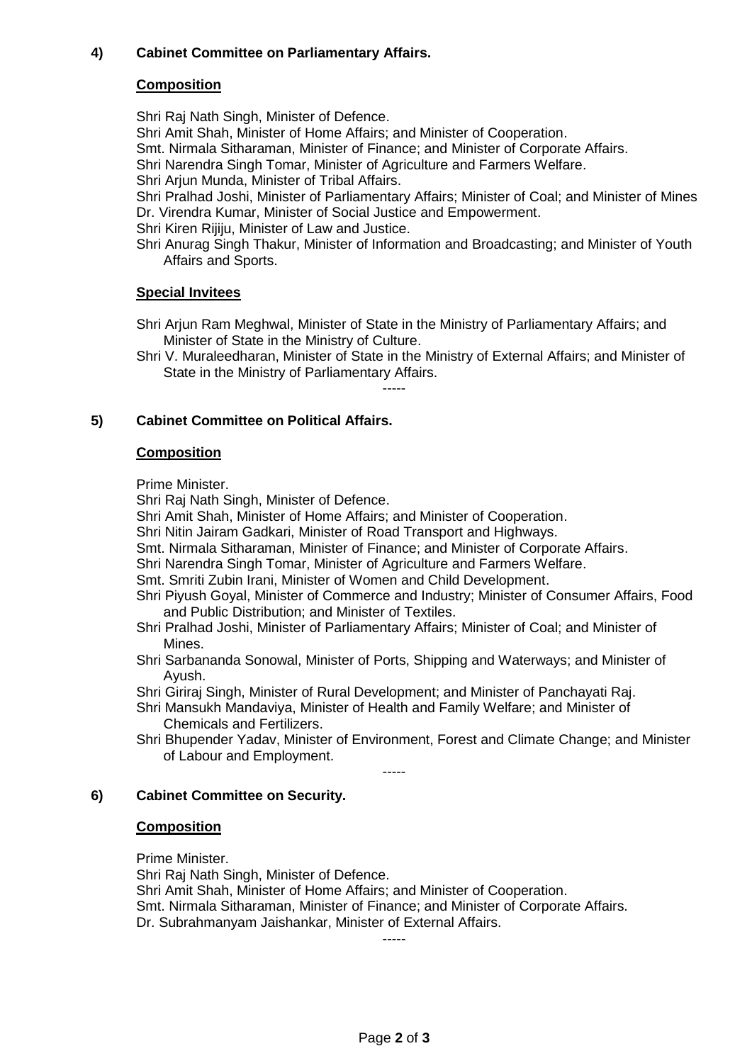## 4) Cabinet Committee on Parliamentary Affairs.

### Composition

Shri Raj Nath Singh, Minister of Defence.
Shri Amit Shah, Minister of Home Affairs; and Minister of Cooperation.
Smt. Nirmala Sitharaman, Minister of Finance; and Minister of Corporate Affairs.
Shri Narendra Singh Tomar, Minister of Agriculture and Farmers Welfare.
Shri Arjun Munda, Minister of Tribal Affairs.
Shri Pralhad Joshi, Minister of Parliamentary Affairs; Minister of Coal; and Minister of Mines
Dr. Virendra Kumar, Minister of Social Justice and Empowerment.
Shri Kiren Rijiju, Minister of Law and Justice.
Shri Anurag Singh Thakur, Minister of Information and Broadcasting; and Minister of Youth Affairs and Sports.

### Special Invitees

Shri Arjun Ram Meghwal, Minister of State in the Ministry of Parliamentary Affairs; and Minister of State in the Ministry of Culture.
Shri V. Muraleedharan, Minister of State in the Ministry of External Affairs; and Minister of State in the Ministry of Parliamentary Affairs.

-----

## 5) Cabinet Committee on Political Affairs.

### Composition

Prime Minister.
Shri Raj Nath Singh, Minister of Defence.
Shri Amit Shah, Minister of Home Affairs; and Minister of Cooperation.
Shri Nitin Jairam Gadkari, Minister of Road Transport and Highways.
Smt. Nirmala Sitharaman, Minister of Finance; and Minister of Corporate Affairs.
Shri Narendra Singh Tomar, Minister of Agriculture and Farmers Welfare.
Smt. Smriti Zubin Irani, Minister of Women and Child Development.
Shri Piyush Goyal, Minister of Commerce and Industry; Minister of Consumer Affairs, Food and Public Distribution; and Minister of Textiles.
Shri Pralhad Joshi, Minister of Parliamentary Affairs; Minister of Coal; and Minister of Mines.
Shri Sarbananda Sonowal, Minister of Ports, Shipping and Waterways; and Minister of Ayush.
Shri Giriraj Singh, Minister of Rural Development; and Minister of Panchayati Raj.
Shri Mansukh Mandaviya, Minister of Health and Family Welfare; and Minister of Chemicals and Fertilizers.
Shri Bhupender Yadav, Minister of Environment, Forest and Climate Change; and Minister of Labour and Employment.

-----

## 6) Cabinet Committee on Security.

### Composition

Prime Minister.
Shri Raj Nath Singh, Minister of Defence.
Shri Amit Shah, Minister of Home Affairs; and Minister of Cooperation.
Smt. Nirmala Sitharaman, Minister of Finance; and Minister of Corporate Affairs.
Dr. Subrahmanyam Jaishankar, Minister of External Affairs.

-----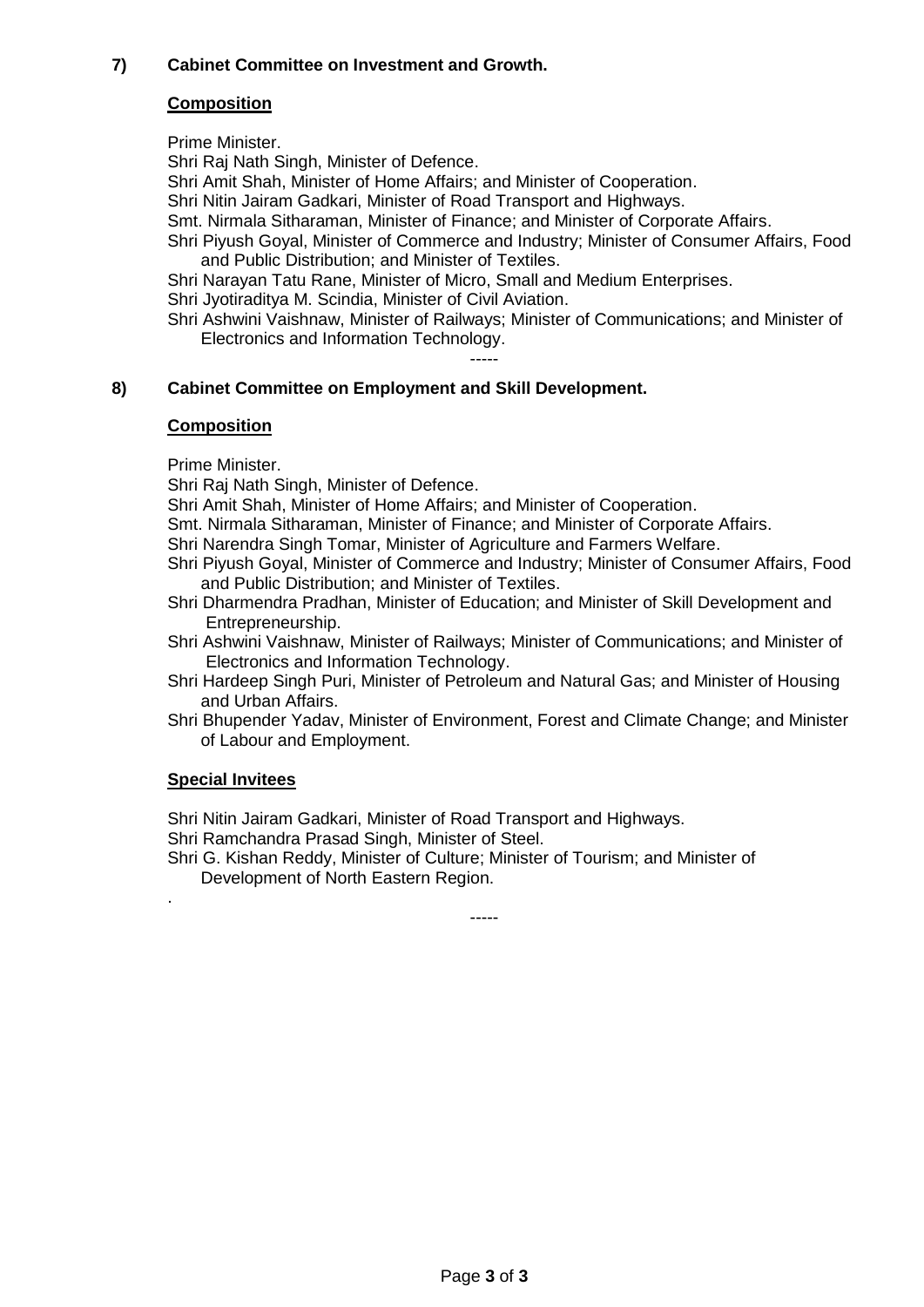## 7) Cabinet Committee on Investment and Growth.

**Composition**

Prime Minister.
Shri Raj Nath Singh, Minister of Defence.
Shri Amit Shah, Minister of Home Affairs; and Minister of Cooperation.
Shri Nitin Jairam Gadkari, Minister of Road Transport and Highways.
Smt. Nirmala Sitharaman, Minister of Finance; and Minister of Corporate Affairs.
Shri Piyush Goyal, Minister of Commerce and Industry; Minister of Consumer Affairs, Food and Public Distribution; and Minister of Textiles.
Shri Narayan Tatu Rane, Minister of Micro, Small and Medium Enterprises.
Shri Jyotiraditya M. Scindia, Minister of Civil Aviation.
Shri Ashwini Vaishnaw, Minister of Railways; Minister of Communications; and Minister of Electronics and Information Technology.

-----

## 8) Cabinet Committee on Employment and Skill Development.

**Composition**

Prime Minister.
Shri Raj Nath Singh, Minister of Defence.
Shri Amit Shah, Minister of Home Affairs; and Minister of Cooperation.
Smt. Nirmala Sitharaman, Minister of Finance; and Minister of Corporate Affairs.
Shri Narendra Singh Tomar, Minister of Agriculture and Farmers Welfare.
Shri Piyush Goyal, Minister of Commerce and Industry; Minister of Consumer Affairs, Food and Public Distribution; and Minister of Textiles.
Shri Dharmendra Pradhan, Minister of Education; and Minister of Skill Development and Entrepreneurship.
Shri Ashwini Vaishnaw, Minister of Railways; Minister of Communications; and Minister of Electronics and Information Technology.
Shri Hardeep Singh Puri, Minister of Petroleum and Natural Gas; and Minister of Housing and Urban Affairs.
Shri Bhupender Yadav, Minister of Environment, Forest and Climate Change; and Minister of Labour and Employment.

**Special Invitees**

Shri Nitin Jairam Gadkari, Minister of Road Transport and Highways.
Shri Ramchandra Prasad Singh, Minister of Steel.
Shri G. Kishan Reddy, Minister of Culture; Minister of Tourism; and Minister of Development of North Eastern Region.

-----